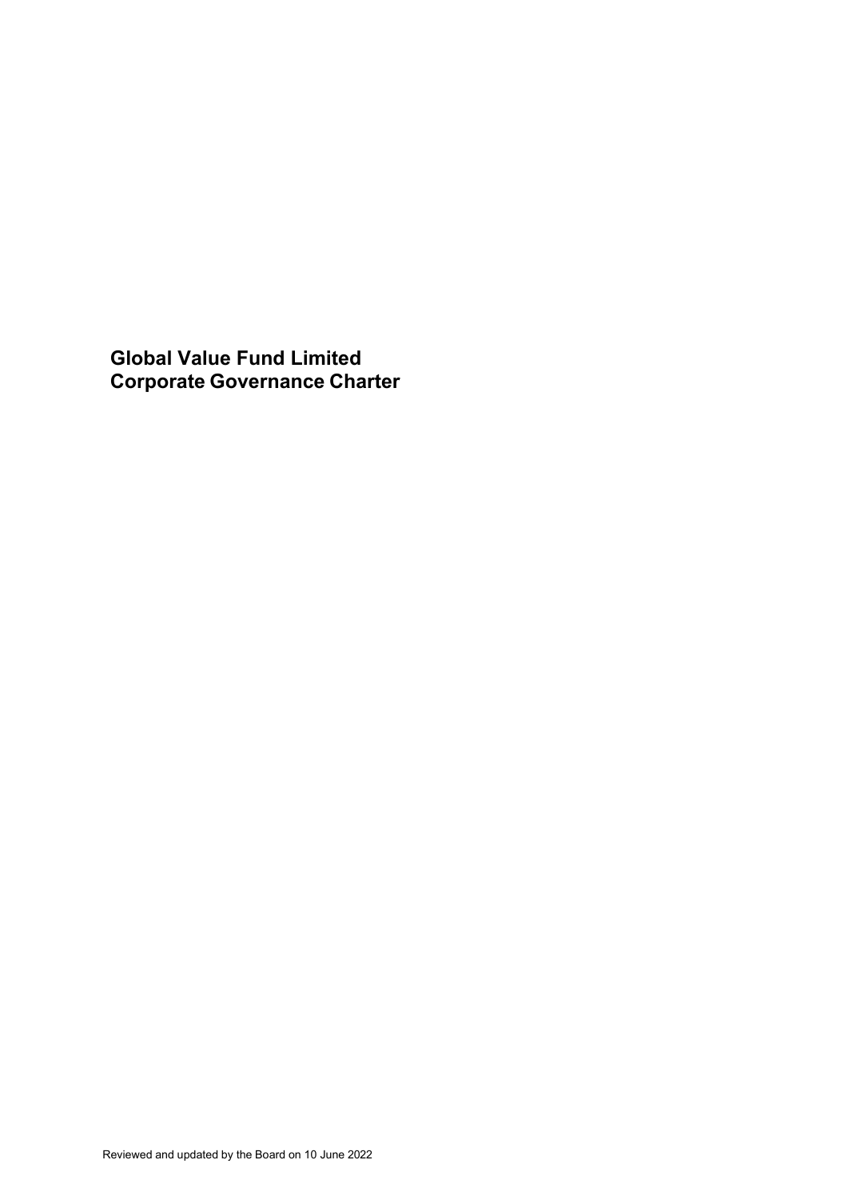# Global Value Fund Limited
# Corporate Governance Charter

Reviewed and updated by the Board on 10 June 2022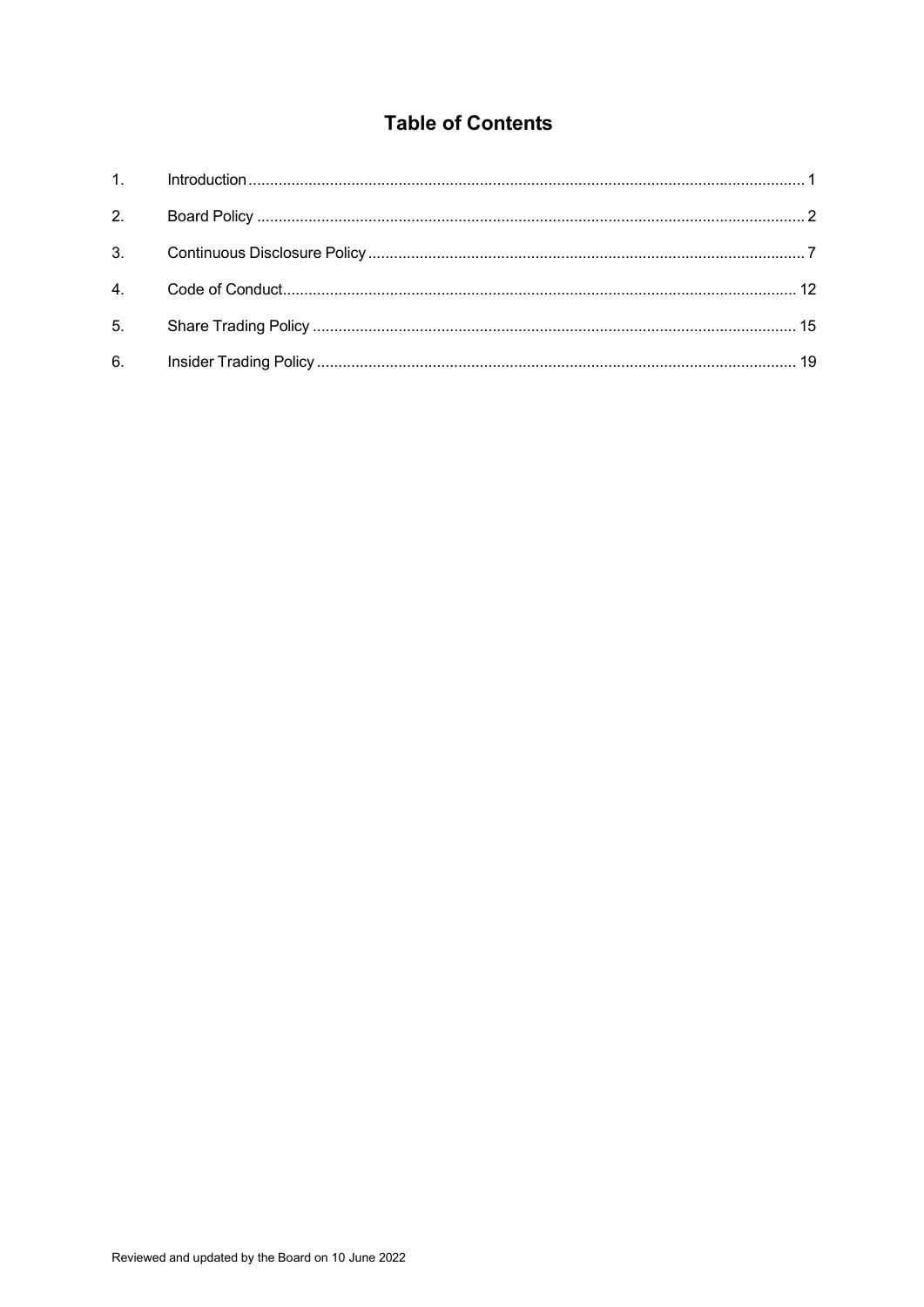# Table of Contents

| | | |
|---|---|---|
| 1. | Introduction | 1 |
| 2. | Board Policy | 2 |
| 3. | Continuous Disclosure Policy | 7 |
| 4. | Code of Conduct | 12 |
| 5. | Share Trading Policy | 15 |
| 6. | Insider Trading Policy | 19 |

Reviewed and updated by the Board on 10 June 2022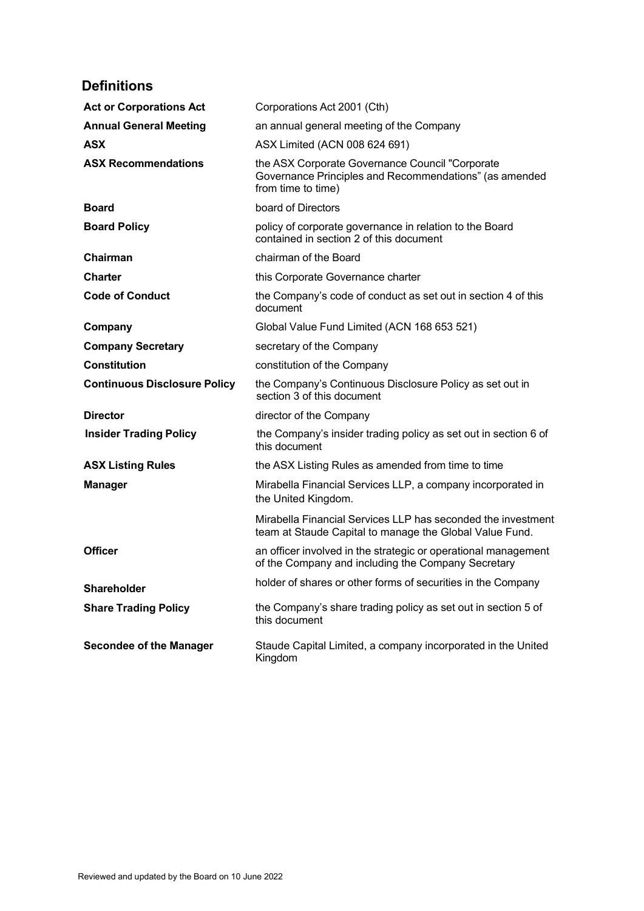## Definitions

| | |
|---|---|
| **Act or Corporations Act** | Corporations Act 2001 (Cth) |
| **Annual General Meeting** | an annual general meeting of the Company |
| **ASX** | ASX Limited (ACN 008 624 691) |
| **ASX Recommendations** | the ASX Corporate Governance Council "Corporate Governance Principles and Recommendations" (as amended from time to time) |
| **Board** | board of Directors |
| **Board Policy** | policy of corporate governance in relation to the Board contained in section 2 of this document |
| **Chairman** | chairman of the Board |
| **Charter** | this Corporate Governance charter |
| **Code of Conduct** | the Company's code of conduct as set out in section 4 of this document |
| **Company** | Global Value Fund Limited (ACN 168 653 521) |
| **Company Secretary** | secretary of the Company |
| **Constitution** | constitution of the Company |
| **Continuous Disclosure Policy** | the Company's Continuous Disclosure Policy as set out in section 3 of this document |
| **Director** | director of the Company |
| **Insider Trading Policy** | the Company's insider trading policy as set out in section 6 of this document |
| **ASX Listing Rules** | the ASX Listing Rules as amended from time to time |
| **Manager** | Mirabella Financial Services LLP, a company incorporated in the United Kingdom.<br><br>Mirabella Financial Services LLP has seconded the investment team at Staude Capital to manage the Global Value Fund. |
| **Officer** | an officer involved in the strategic or operational management of the Company and including the Company Secretary |
| **Shareholder** | holder of shares or other forms of securities in the Company |
| **Share Trading Policy** | the Company's share trading policy as set out in section 5 of this document |
| **Secondee of the Manager** | Staude Capital Limited, a company incorporated in the United Kingdom |

Reviewed and updated by the Board on 10 June 2022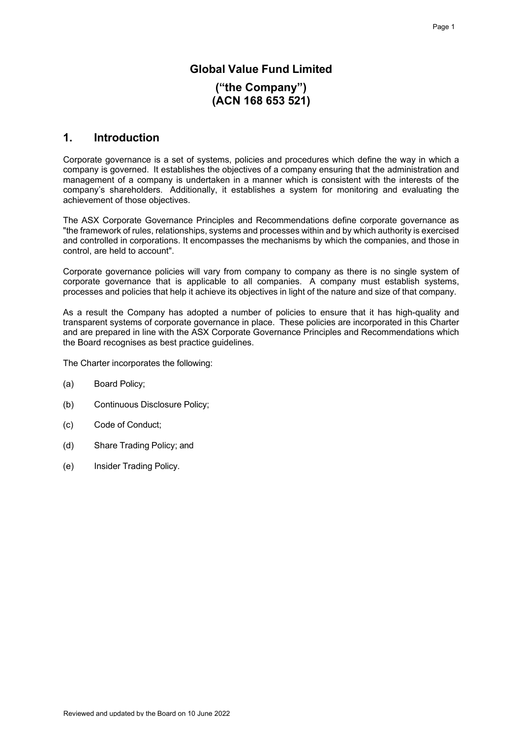# Global Value Fund Limited

## ("the Company") (ACN 168 653 521)

## 1. Introduction

Corporate governance is a set of systems, policies and procedures which define the way in which a company is governed. It establishes the objectives of a company ensuring that the administration and management of a company is undertaken in a manner which is consistent with the interests of the company's shareholders. Additionally, it establishes a system for monitoring and evaluating the achievement of those objectives.

The ASX Corporate Governance Principles and Recommendations define corporate governance as "the framework of rules, relationships, systems and processes within and by which authority is exercised and controlled in corporations. It encompasses the mechanisms by which the companies, and those in control, are held to account".

Corporate governance policies will vary from company to company as there is no single system of corporate governance that is applicable to all companies. A company must establish systems, processes and policies that help it achieve its objectives in light of the nature and size of that company.

As a result the Company has adopted a number of policies to ensure that it has high-quality and transparent systems of corporate governance in place. These policies are incorporated in this Charter and are prepared in line with the ASX Corporate Governance Principles and Recommendations which the Board recognises as best practice guidelines.

The Charter incorporates the following:

(a) Board Policy;

(b) Continuous Disclosure Policy;

(c) Code of Conduct;

(d) Share Trading Policy; and

(e) Insider Trading Policy.

Reviewed and updated by the Board on 10 June 2022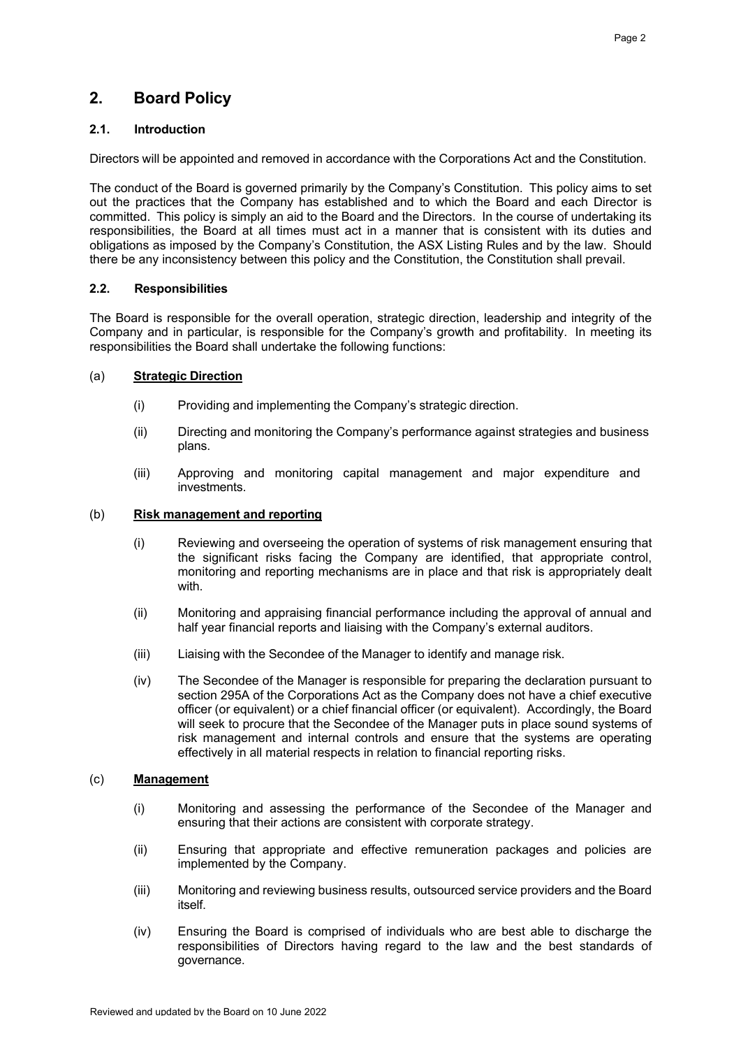## 2. Board Policy

### 2.1. Introduction

Directors will be appointed and removed in accordance with the Corporations Act and the Constitution.

The conduct of the Board is governed primarily by the Company's Constitution. This policy aims to set out the practices that the Company has established and to which the Board and each Director is committed. This policy is simply an aid to the Board and the Directors. In the course of undertaking its responsibilities, the Board at all times must act in a manner that is consistent with its duties and obligations as imposed by the Company's Constitution, the ASX Listing Rules and by the law. Should there be any inconsistency between this policy and the Constitution, the Constitution shall prevail.

### 2.2. Responsibilities

The Board is responsible for the overall operation, strategic direction, leadership and integrity of the Company and in particular, is responsible for the Company's growth and profitability. In meeting its responsibilities the Board shall undertake the following functions:

(a) **Strategic Direction**

- (i) Providing and implementing the Company's strategic direction.
- (ii) Directing and monitoring the Company's performance against strategies and business plans.
- (iii) Approving and monitoring capital management and major expenditure and investments.

(b) **Risk management and reporting**

- (i) Reviewing and overseeing the operation of systems of risk management ensuring that the significant risks facing the Company are identified, that appropriate control, monitoring and reporting mechanisms are in place and that risk is appropriately dealt with.
- (ii) Monitoring and appraising financial performance including the approval of annual and half year financial reports and liaising with the Company's external auditors.
- (iii) Liaising with the Secondee of the Manager to identify and manage risk.
- (iv) The Secondee of the Manager is responsible for preparing the declaration pursuant to section 295A of the Corporations Act as the Company does not have a chief executive officer (or equivalent) or a chief financial officer (or equivalent). Accordingly, the Board will seek to procure that the Secondee of the Manager puts in place sound systems of risk management and internal controls and ensure that the systems are operating effectively in all material respects in relation to financial reporting risks.

(c) **Management**

- (i) Monitoring and assessing the performance of the Secondee of the Manager and ensuring that their actions are consistent with corporate strategy.
- (ii) Ensuring that appropriate and effective remuneration packages and policies are implemented by the Company.
- (iii) Monitoring and reviewing business results, outsourced service providers and the Board itself.
- (iv) Ensuring the Board is comprised of individuals who are best able to discharge the responsibilities of Directors having regard to the law and the best standards of governance.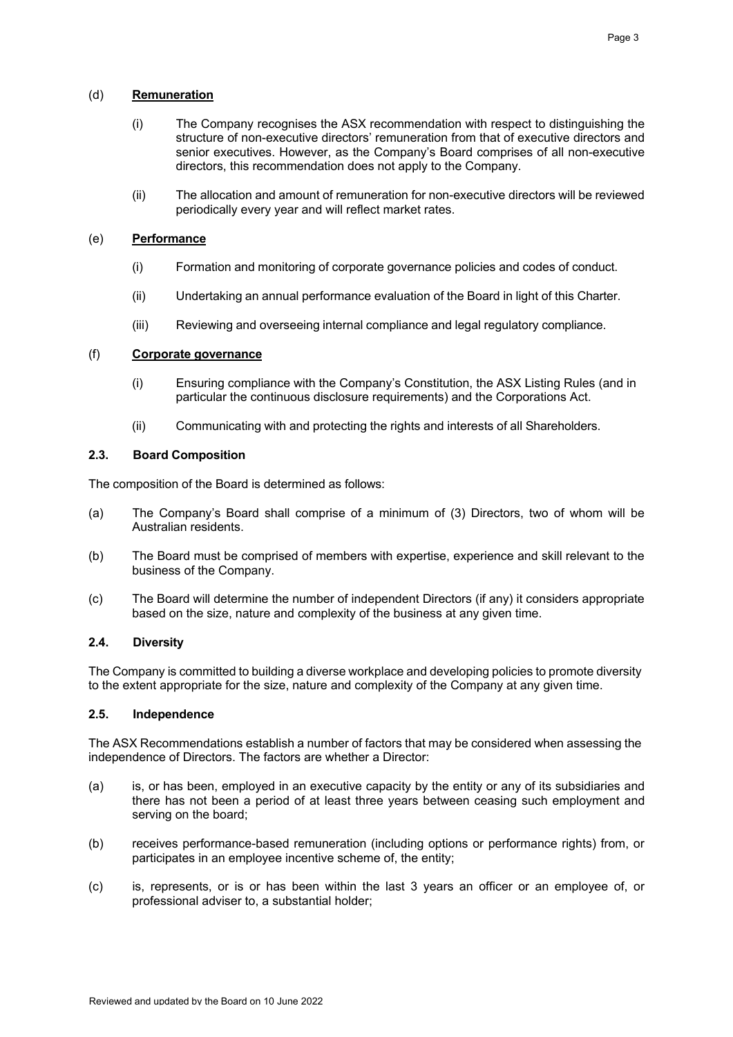(d) **Remuneration**

(i) The Company recognises the ASX recommendation with respect to distinguishing the structure of non-executive directors' remuneration from that of executive directors and senior executives. However, as the Company's Board comprises of all non-executive directors, this recommendation does not apply to the Company.

(ii) The allocation and amount of remuneration for non-executive directors will be reviewed periodically every year and will reflect market rates.

(e) **Performance**

(i) Formation and monitoring of corporate governance policies and codes of conduct.

(ii) Undertaking an annual performance evaluation of the Board in light of this Charter.

(iii) Reviewing and overseeing internal compliance and legal regulatory compliance.

(f) **Corporate governance**

(i) Ensuring compliance with the Company's Constitution, the ASX Listing Rules (and in particular the continuous disclosure requirements) and the Corporations Act.

(ii) Communicating with and protecting the rights and interests of all Shareholders.

### 2.3. Board Composition

The composition of the Board is determined as follows:

(a) The Company's Board shall comprise of a minimum of (3) Directors, two of whom will be Australian residents.

(b) The Board must be comprised of members with expertise, experience and skill relevant to the business of the Company.

(c) The Board will determine the number of independent Directors (if any) it considers appropriate based on the size, nature and complexity of the business at any given time.

### 2.4. Diversity

The Company is committed to building a diverse workplace and developing policies to promote diversity to the extent appropriate for the size, nature and complexity of the Company at any given time.

### 2.5. Independence

The ASX Recommendations establish a number of factors that may be considered when assessing the independence of Directors. The factors are whether a Director:

(a) is, or has been, employed in an executive capacity by the entity or any of its subsidiaries and there has not been a period of at least three years between ceasing such employment and serving on the board;

(b) receives performance-based remuneration (including options or performance rights) from, or participates in an employee incentive scheme of, the entity;

(c) is, represents, or is or has been within the last 3 years an officer or an employee of, or professional adviser to, a substantial holder;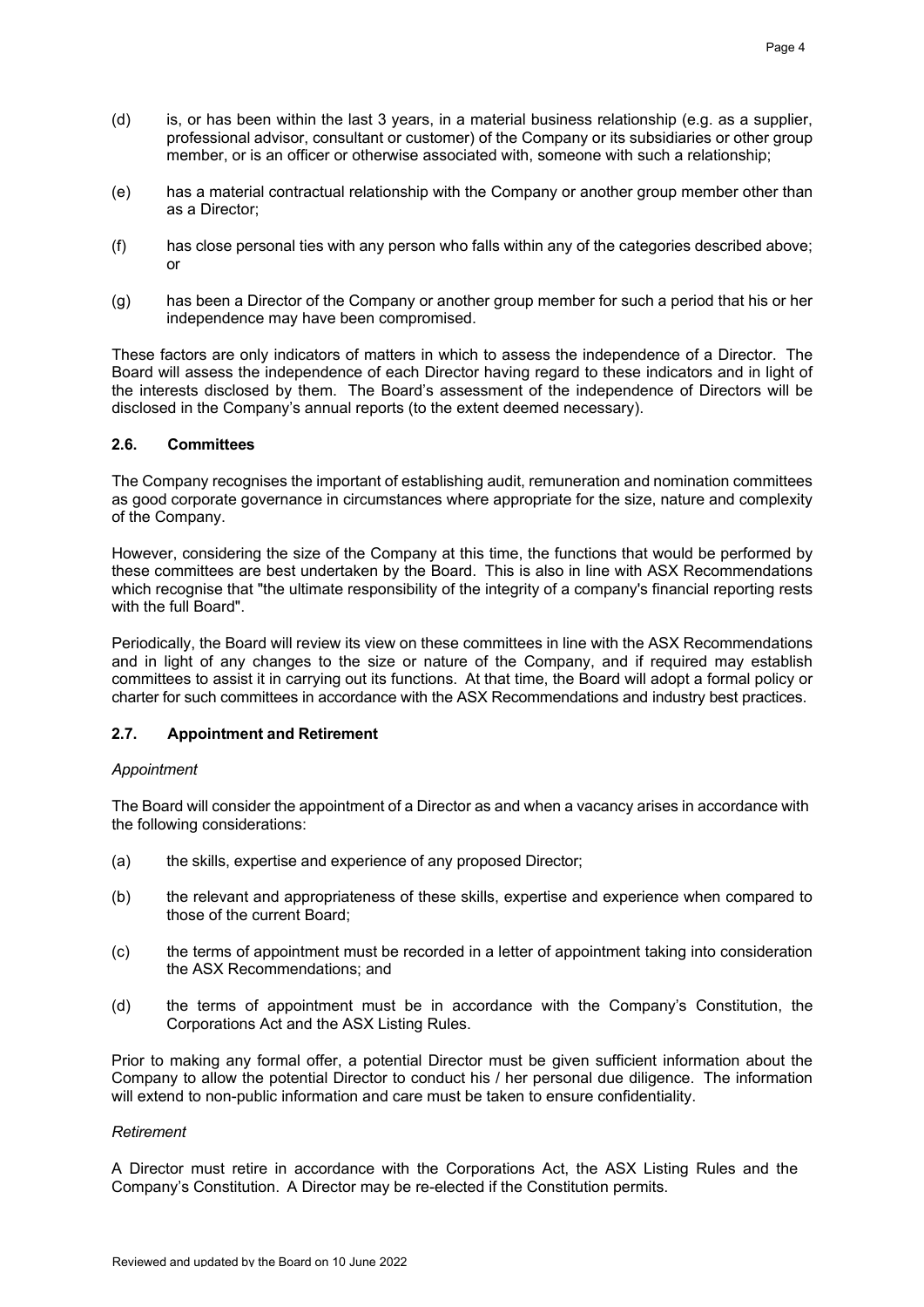(d) is, or has been within the last 3 years, in a material business relationship (e.g. as a supplier, professional advisor, consultant or customer) of the Company or its subsidiaries or other group member, or is an officer or otherwise associated with, someone with such a relationship;

(e) has a material contractual relationship with the Company or another group member other than as a Director;

(f) has close personal ties with any person who falls within any of the categories described above; or

(g) has been a Director of the Company or another group member for such a period that his or her independence may have been compromised.

These factors are only indicators of matters in which to assess the independence of a Director. The Board will assess the independence of each Director having regard to these indicators and in light of the interests disclosed by them. The Board's assessment of the independence of Directors will be disclosed in the Company's annual reports (to the extent deemed necessary).

### 2.6. Committees

The Company recognises the important of establishing audit, remuneration and nomination committees as good corporate governance in circumstances where appropriate for the size, nature and complexity of the Company.

However, considering the size of the Company at this time, the functions that would be performed by these committees are best undertaken by the Board. This is also in line with ASX Recommendations which recognise that "the ultimate responsibility of the integrity of a company's financial reporting rests with the full Board".

Periodically, the Board will review its view on these committees in line with the ASX Recommendations and in light of any changes to the size or nature of the Company, and if required may establish committees to assist it in carrying out its functions. At that time, the Board will adopt a formal policy or charter for such committees in accordance with the ASX Recommendations and industry best practices.

### 2.7. Appointment and Retirement

*Appointment*

The Board will consider the appointment of a Director as and when a vacancy arises in accordance with the following considerations:

(a) the skills, expertise and experience of any proposed Director;

(b) the relevant and appropriateness of these skills, expertise and experience when compared to those of the current Board;

(c) the terms of appointment must be recorded in a letter of appointment taking into consideration the ASX Recommendations; and

(d) the terms of appointment must be in accordance with the Company's Constitution, the Corporations Act and the ASX Listing Rules.

Prior to making any formal offer, a potential Director must be given sufficient information about the Company to allow the potential Director to conduct his / her personal due diligence. The information will extend to non-public information and care must be taken to ensure confidentiality.

*Retirement*

A Director must retire in accordance with the Corporations Act, the ASX Listing Rules and the Company's Constitution. A Director may be re-elected if the Constitution permits.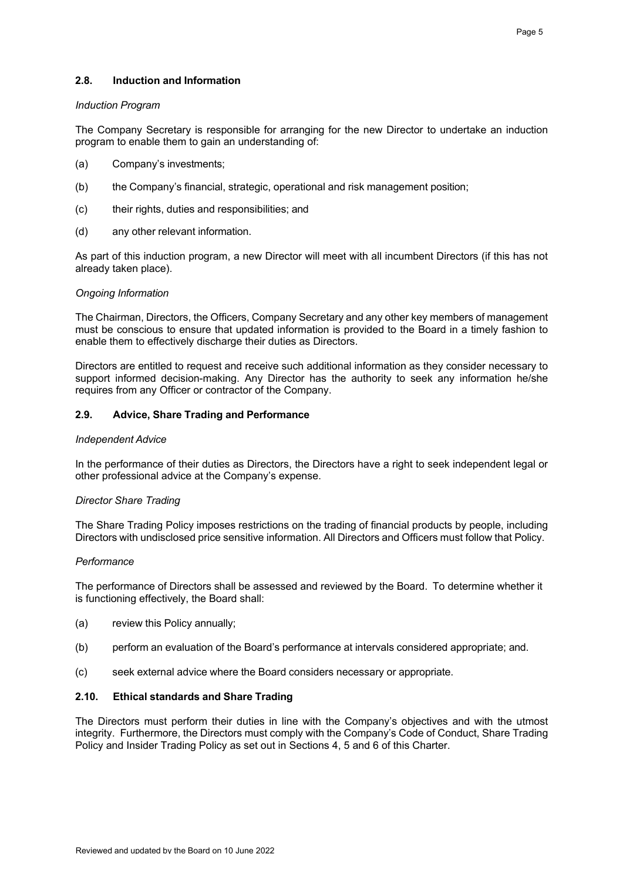### 2.8. Induction and Information

*Induction Program*

The Company Secretary is responsible for arranging for the new Director to undertake an induction program to enable them to gain an understanding of:

(a) Company's investments;

(b) the Company's financial, strategic, operational and risk management position;

(c) their rights, duties and responsibilities; and

(d) any other relevant information.

As part of this induction program, a new Director will meet with all incumbent Directors (if this has not already taken place).

*Ongoing Information*

The Chairman, Directors, the Officers, Company Secretary and any other key members of management must be conscious to ensure that updated information is provided to the Board in a timely fashion to enable them to effectively discharge their duties as Directors.

Directors are entitled to request and receive such additional information as they consider necessary to support informed decision-making. Any Director has the authority to seek any information he/she requires from any Officer or contractor of the Company.

### 2.9. Advice, Share Trading and Performance

*Independent Advice*

In the performance of their duties as Directors, the Directors have a right to seek independent legal or other professional advice at the Company's expense.

*Director Share Trading*

The Share Trading Policy imposes restrictions on the trading of financial products by people, including Directors with undisclosed price sensitive information. All Directors and Officers must follow that Policy.

*Performance*

The performance of Directors shall be assessed and reviewed by the Board. To determine whether it is functioning effectively, the Board shall:

(a) review this Policy annually;

(b) perform an evaluation of the Board's performance at intervals considered appropriate; and.

(c) seek external advice where the Board considers necessary or appropriate.

### 2.10. Ethical standards and Share Trading

The Directors must perform their duties in line with the Company's objectives and with the utmost integrity. Furthermore, the Directors must comply with the Company's Code of Conduct, Share Trading Policy and Insider Trading Policy as set out in Sections 4, 5 and 6 of this Charter.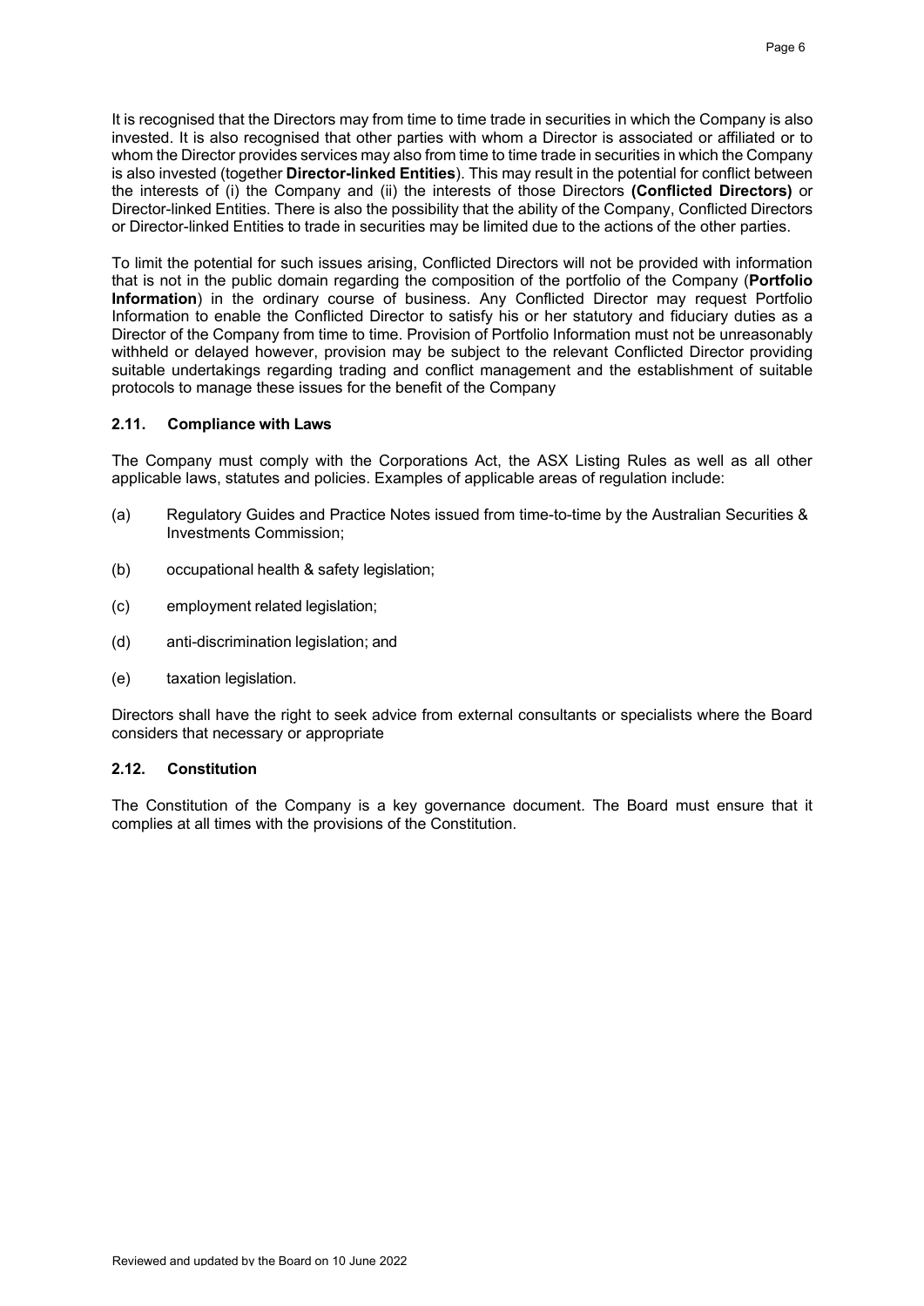It is recognised that the Directors may from time to time trade in securities in which the Company is also invested. It is also recognised that other parties with whom a Director is associated or affiliated or to whom the Director provides services may also from time to time trade in securities in which the Company is also invested (together **Director-linked Entities**). This may result in the potential for conflict between the interests of (i) the Company and (ii) the interests of those Directors **(Conflicted Directors)** or Director-linked Entities. There is also the possibility that the ability of the Company, Conflicted Directors or Director-linked Entities to trade in securities may be limited due to the actions of the other parties.

To limit the potential for such issues arising, Conflicted Directors will not be provided with information that is not in the public domain regarding the composition of the portfolio of the Company (**Portfolio Information**) in the ordinary course of business. Any Conflicted Director may request Portfolio Information to enable the Conflicted Director to satisfy his or her statutory and fiduciary duties as a Director of the Company from time to time. Provision of Portfolio Information must not be unreasonably withheld or delayed however, provision may be subject to the relevant Conflicted Director providing suitable undertakings regarding trading and conflict management and the establishment of suitable protocols to manage these issues for the benefit of the Company

### 2.11. Compliance with Laws

The Company must comply with the Corporations Act, the ASX Listing Rules as well as all other applicable laws, statutes and policies. Examples of applicable areas of regulation include:

(a) Regulatory Guides and Practice Notes issued from time-to-time by the Australian Securities & Investments Commission;

(b) occupational health & safety legislation;

(c) employment related legislation;

(d) anti-discrimination legislation; and

(e) taxation legislation.

Directors shall have the right to seek advice from external consultants or specialists where the Board considers that necessary or appropriate

### 2.12. Constitution

The Constitution of the Company is a key governance document. The Board must ensure that it complies at all times with the provisions of the Constitution.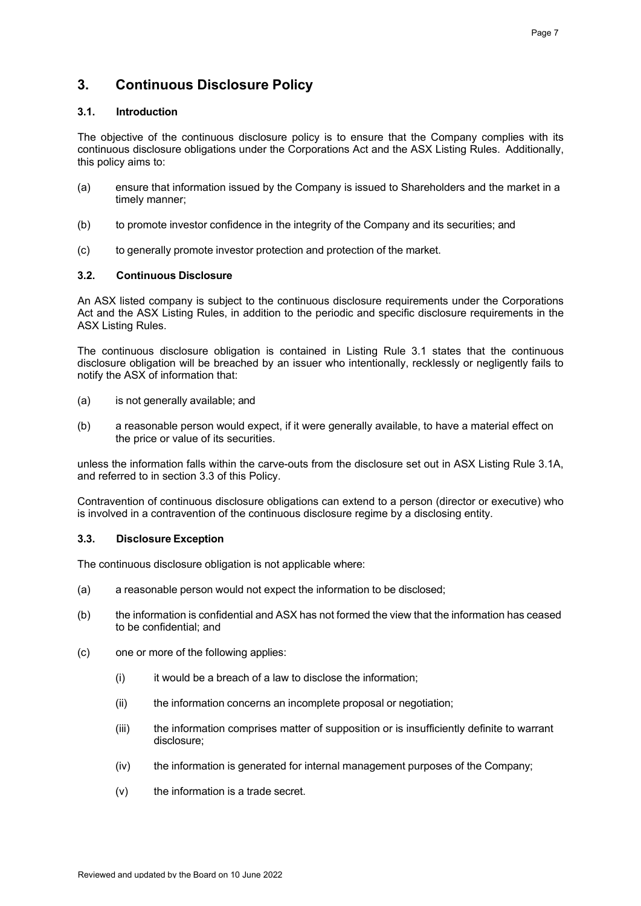# 3. Continuous Disclosure Policy

## 3.1. Introduction

The objective of the continuous disclosure policy is to ensure that the Company complies with its continuous disclosure obligations under the Corporations Act and the ASX Listing Rules. Additionally, this policy aims to:

(a) ensure that information issued by the Company is issued to Shareholders and the market in a timely manner;

(b) to promote investor confidence in the integrity of the Company and its securities; and

(c) to generally promote investor protection and protection of the market.

## 3.2. Continuous Disclosure

An ASX listed company is subject to the continuous disclosure requirements under the Corporations Act and the ASX Listing Rules, in addition to the periodic and specific disclosure requirements in the ASX Listing Rules.

The continuous disclosure obligation is contained in Listing Rule 3.1 states that the continuous disclosure obligation will be breached by an issuer who intentionally, recklessly or negligently fails to notify the ASX of information that:

(a) is not generally available; and

(b) a reasonable person would expect, if it were generally available, to have a material effect on the price or value of its securities.

unless the information falls within the carve-outs from the disclosure set out in ASX Listing Rule 3.1A, and referred to in section 3.3 of this Policy.

Contravention of continuous disclosure obligations can extend to a person (director or executive) who is involved in a contravention of the continuous disclosure regime by a disclosing entity.

## 3.3. Disclosure Exception

The continuous disclosure obligation is not applicable where:

(a) a reasonable person would not expect the information to be disclosed;

(b) the information is confidential and ASX has not formed the view that the information has ceased to be confidential; and

(c) one or more of the following applies:

  (i) it would be a breach of a law to disclose the information;

  (ii) the information concerns an incomplete proposal or negotiation;

  (iii) the information comprises matter of supposition or is insufficiently definite to warrant disclosure;

  (iv) the information is generated for internal management purposes of the Company;

  (v) the information is a trade secret.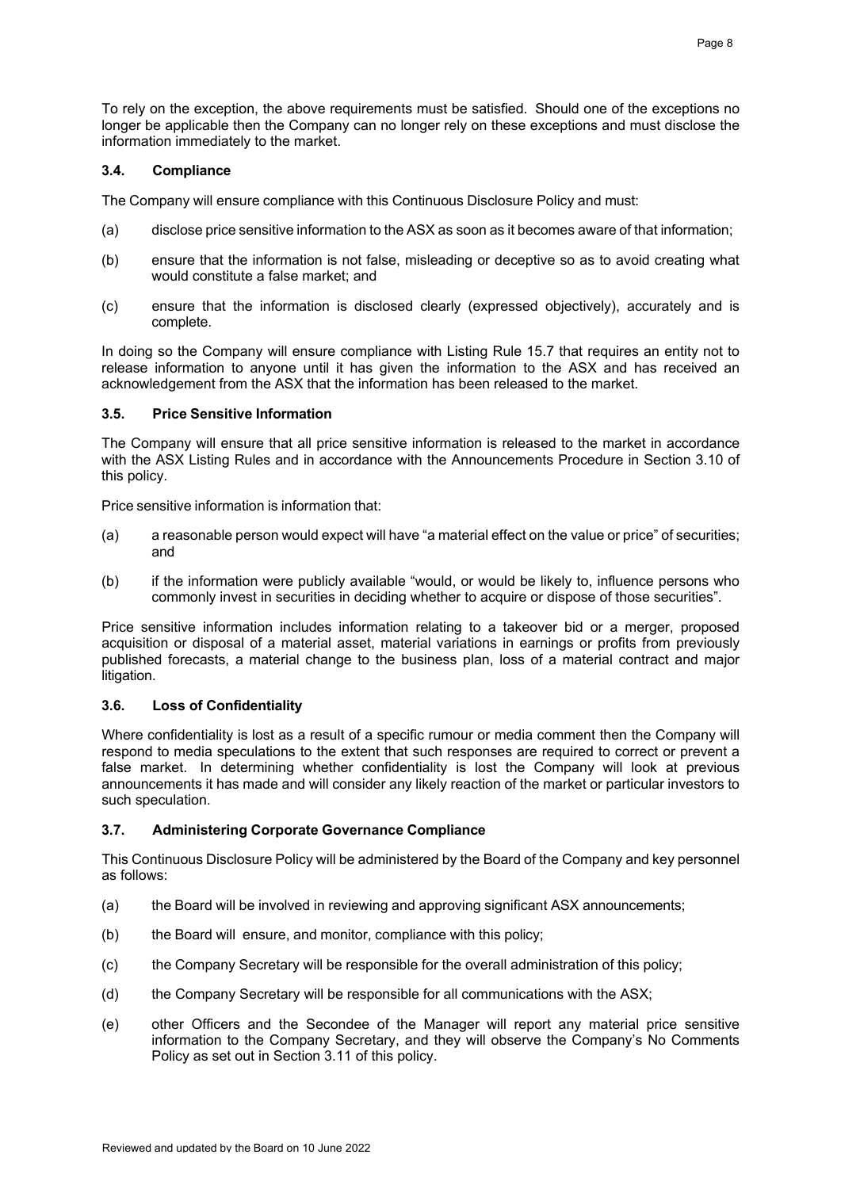To rely on the exception, the above requirements must be satisfied. Should one of the exceptions no longer be applicable then the Company can no longer rely on these exceptions and must disclose the information immediately to the market.

### 3.4. Compliance

The Company will ensure compliance with this Continuous Disclosure Policy and must:

(a) disclose price sensitive information to the ASX as soon as it becomes aware of that information;

(b) ensure that the information is not false, misleading or deceptive so as to avoid creating what would constitute a false market; and

(c) ensure that the information is disclosed clearly (expressed objectively), accurately and is complete.

In doing so the Company will ensure compliance with Listing Rule 15.7 that requires an entity not to release information to anyone until it has given the information to the ASX and has received an acknowledgement from the ASX that the information has been released to the market.

### 3.5. Price Sensitive Information

The Company will ensure that all price sensitive information is released to the market in accordance with the ASX Listing Rules and in accordance with the Announcements Procedure in Section 3.10 of this policy.

Price sensitive information is information that:

(a) a reasonable person would expect will have "a material effect on the value or price" of securities; and

(b) if the information were publicly available "would, or would be likely to, influence persons who commonly invest in securities in deciding whether to acquire or dispose of those securities".

Price sensitive information includes information relating to a takeover bid or a merger, proposed acquisition or disposal of a material asset, material variations in earnings or profits from previously published forecasts, a material change to the business plan, loss of a material contract and major litigation.

### 3.6. Loss of Confidentiality

Where confidentiality is lost as a result of a specific rumour or media comment then the Company will respond to media speculations to the extent that such responses are required to correct or prevent a false market. In determining whether confidentiality is lost the Company will look at previous announcements it has made and will consider any likely reaction of the market or particular investors to such speculation.

### 3.7. Administering Corporate Governance Compliance

This Continuous Disclosure Policy will be administered by the Board of the Company and key personnel as follows:

(a) the Board will be involved in reviewing and approving significant ASX announcements;

(b) the Board will ensure, and monitor, compliance with this policy;

(c) the Company Secretary will be responsible for the overall administration of this policy;

(d) the Company Secretary will be responsible for all communications with the ASX;

(e) other Officers and the Secondee of the Manager will report any material price sensitive information to the Company Secretary, and they will observe the Company's No Comments Policy as set out in Section 3.11 of this policy.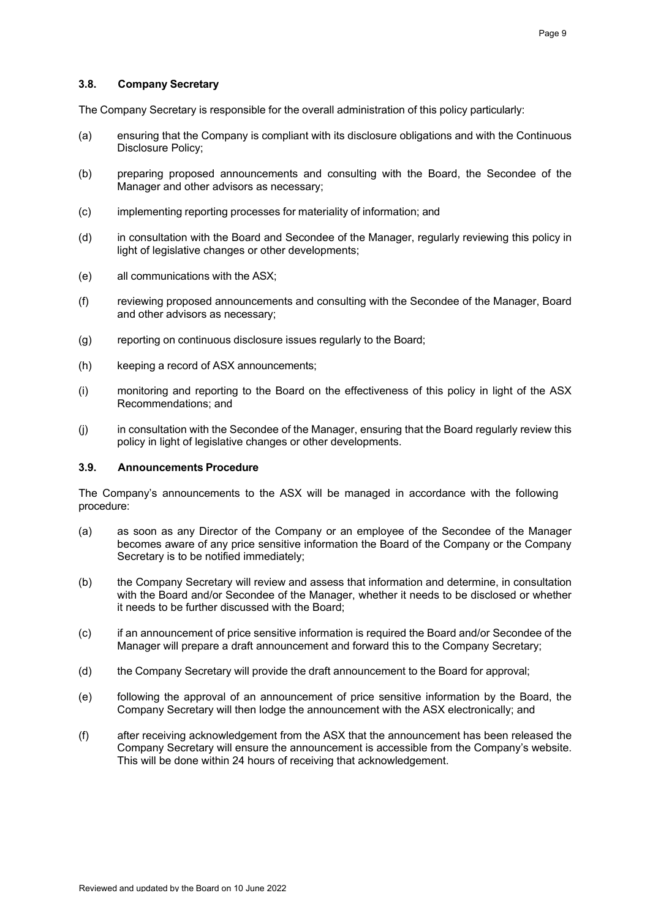### 3.8. Company Secretary

The Company Secretary is responsible for the overall administration of this policy particularly:

(a) ensuring that the Company is compliant with its disclosure obligations and with the Continuous Disclosure Policy;

(b) preparing proposed announcements and consulting with the Board, the Secondee of the Manager and other advisors as necessary;

(c) implementing reporting processes for materiality of information; and

(d) in consultation with the Board and Secondee of the Manager, regularly reviewing this policy in light of legislative changes or other developments;

(e) all communications with the ASX;

(f) reviewing proposed announcements and consulting with the Secondee of the Manager, Board and other advisors as necessary;

(g) reporting on continuous disclosure issues regularly to the Board;

(h) keeping a record of ASX announcements;

(i) monitoring and reporting to the Board on the effectiveness of this policy in light of the ASX Recommendations; and

(j) in consultation with the Secondee of the Manager, ensuring that the Board regularly review this policy in light of legislative changes or other developments.

### 3.9. Announcements Procedure

The Company's announcements to the ASX will be managed in accordance with the following procedure:

(a) as soon as any Director of the Company or an employee of the Secondee of the Manager becomes aware of any price sensitive information the Board of the Company or the Company Secretary is to be notified immediately;

(b) the Company Secretary will review and assess that information and determine, in consultation with the Board and/or Secondee of the Manager, whether it needs to be disclosed or whether it needs to be further discussed with the Board;

(c) if an announcement of price sensitive information is required the Board and/or Secondee of the Manager will prepare a draft announcement and forward this to the Company Secretary;

(d) the Company Secretary will provide the draft announcement to the Board for approval;

(e) following the approval of an announcement of price sensitive information by the Board, the Company Secretary will then lodge the announcement with the ASX electronically; and

(f) after receiving acknowledgement from the ASX that the announcement has been released the Company Secretary will ensure the announcement is accessible from the Company's website. This will be done within 24 hours of receiving that acknowledgement.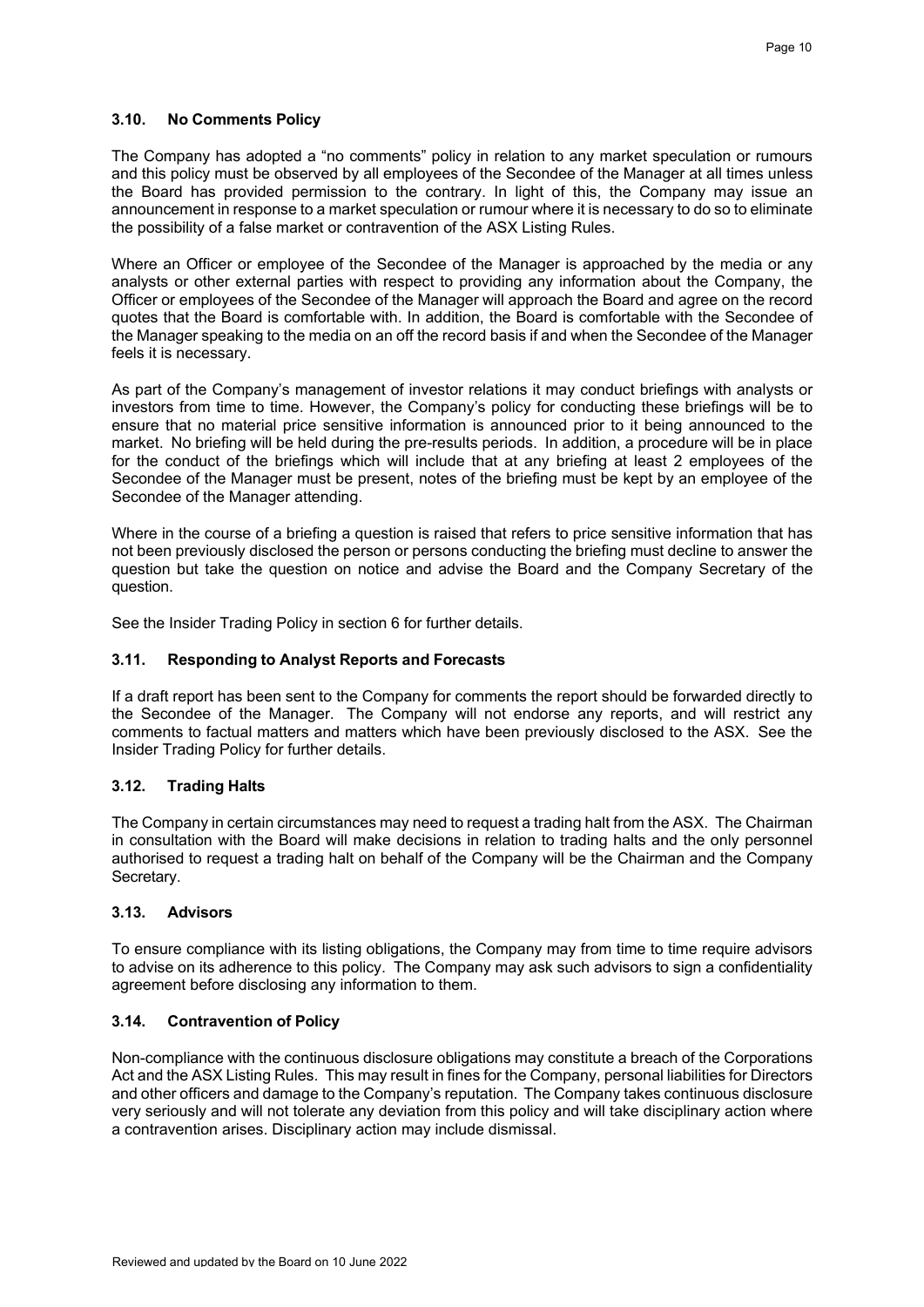### 3.10. No Comments Policy

The Company has adopted a "no comments" policy in relation to any market speculation or rumours and this policy must be observed by all employees of the Secondee of the Manager at all times unless the Board has provided permission to the contrary. In light of this, the Company may issue an announcement in response to a market speculation or rumour where it is necessary to do so to eliminate the possibility of a false market or contravention of the ASX Listing Rules.

Where an Officer or employee of the Secondee of the Manager is approached by the media or any analysts or other external parties with respect to providing any information about the Company, the Officer or employees of the Secondee of the Manager will approach the Board and agree on the record quotes that the Board is comfortable with. In addition, the Board is comfortable with the Secondee of the Manager speaking to the media on an off the record basis if and when the Secondee of the Manager feels it is necessary.

As part of the Company's management of investor relations it may conduct briefings with analysts or investors from time to time. However, the Company's policy for conducting these briefings will be to ensure that no material price sensitive information is announced prior to it being announced to the market. No briefing will be held during the pre-results periods. In addition, a procedure will be in place for the conduct of the briefings which will include that at any briefing at least 2 employees of the Secondee of the Manager must be present, notes of the briefing must be kept by an employee of the Secondee of the Manager attending.

Where in the course of a briefing a question is raised that refers to price sensitive information that has not been previously disclosed the person or persons conducting the briefing must decline to answer the question but take the question on notice and advise the Board and the Company Secretary of the question.

See the Insider Trading Policy in section 6 for further details.

### 3.11. Responding to Analyst Reports and Forecasts

If a draft report has been sent to the Company for comments the report should be forwarded directly to the Secondee of the Manager. The Company will not endorse any reports, and will restrict any comments to factual matters and matters which have been previously disclosed to the ASX. See the Insider Trading Policy for further details.

### 3.12. Trading Halts

The Company in certain circumstances may need to request a trading halt from the ASX. The Chairman in consultation with the Board will make decisions in relation to trading halts and the only personnel authorised to request a trading halt on behalf of the Company will be the Chairman and the Company Secretary.

### 3.13. Advisors

To ensure compliance with its listing obligations, the Company may from time to time require advisors to advise on its adherence to this policy. The Company may ask such advisors to sign a confidentiality agreement before disclosing any information to them.

### 3.14. Contravention of Policy

Non-compliance with the continuous disclosure obligations may constitute a breach of the Corporations Act and the ASX Listing Rules. This may result in fines for the Company, personal liabilities for Directors and other officers and damage to the Company's reputation. The Company takes continuous disclosure very seriously and will not tolerate any deviation from this policy and will take disciplinary action where a contravention arises. Disciplinary action may include dismissal.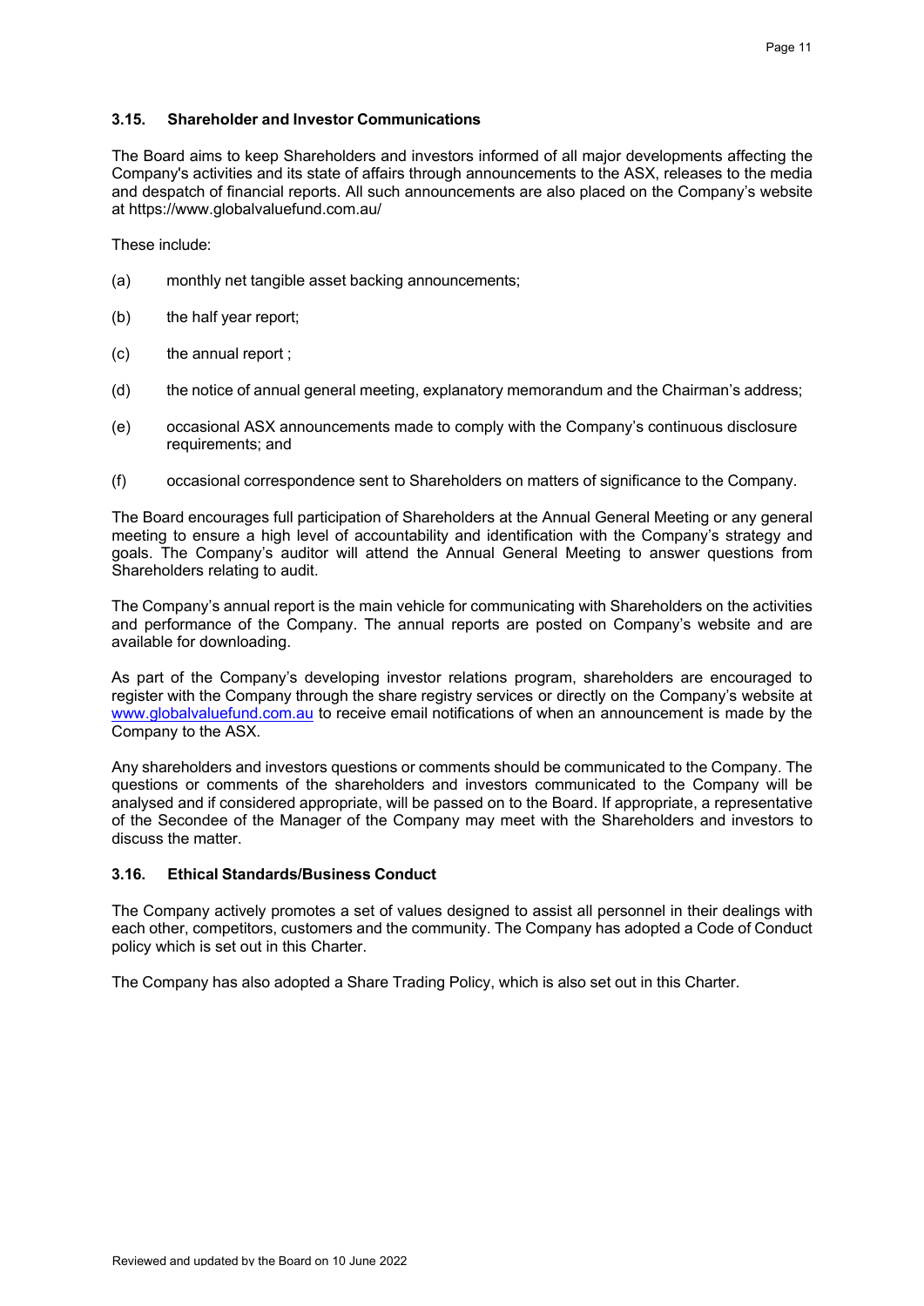### 3.15. Shareholder and Investor Communications

The Board aims to keep Shareholders and investors informed of all major developments affecting the Company's activities and its state of affairs through announcements to the ASX, releases to the media and despatch of financial reports. All such announcements are also placed on the Company's website at https://www.globalvaluefund.com.au/

These include:

(a) monthly net tangible asset backing announcements;

(b) the half year report;

(c) the annual report ;

(d) the notice of annual general meeting, explanatory memorandum and the Chairman's address;

(e) occasional ASX announcements made to comply with the Company's continuous disclosure requirements; and

(f) occasional correspondence sent to Shareholders on matters of significance to the Company.

The Board encourages full participation of Shareholders at the Annual General Meeting or any general meeting to ensure a high level of accountability and identification with the Company's strategy and goals. The Company's auditor will attend the Annual General Meeting to answer questions from Shareholders relating to audit.

The Company's annual report is the main vehicle for communicating with Shareholders on the activities and performance of the Company. The annual reports are posted on Company's website and are available for downloading.

As part of the Company's developing investor relations program, shareholders are encouraged to register with the Company through the share registry services or directly on the Company's website at www.globalvaluefund.com.au to receive email notifications of when an announcement is made by the Company to the ASX.

Any shareholders and investors questions or comments should be communicated to the Company. The questions or comments of the shareholders and investors communicated to the Company will be analysed and if considered appropriate, will be passed on to the Board. If appropriate, a representative of the Secondee of the Manager of the Company may meet with the Shareholders and investors to discuss the matter.

### 3.16. Ethical Standards/Business Conduct

The Company actively promotes a set of values designed to assist all personnel in their dealings with each other, competitors, customers and the community. The Company has adopted a Code of Conduct policy which is set out in this Charter.

The Company has also adopted a Share Trading Policy, which is also set out in this Charter.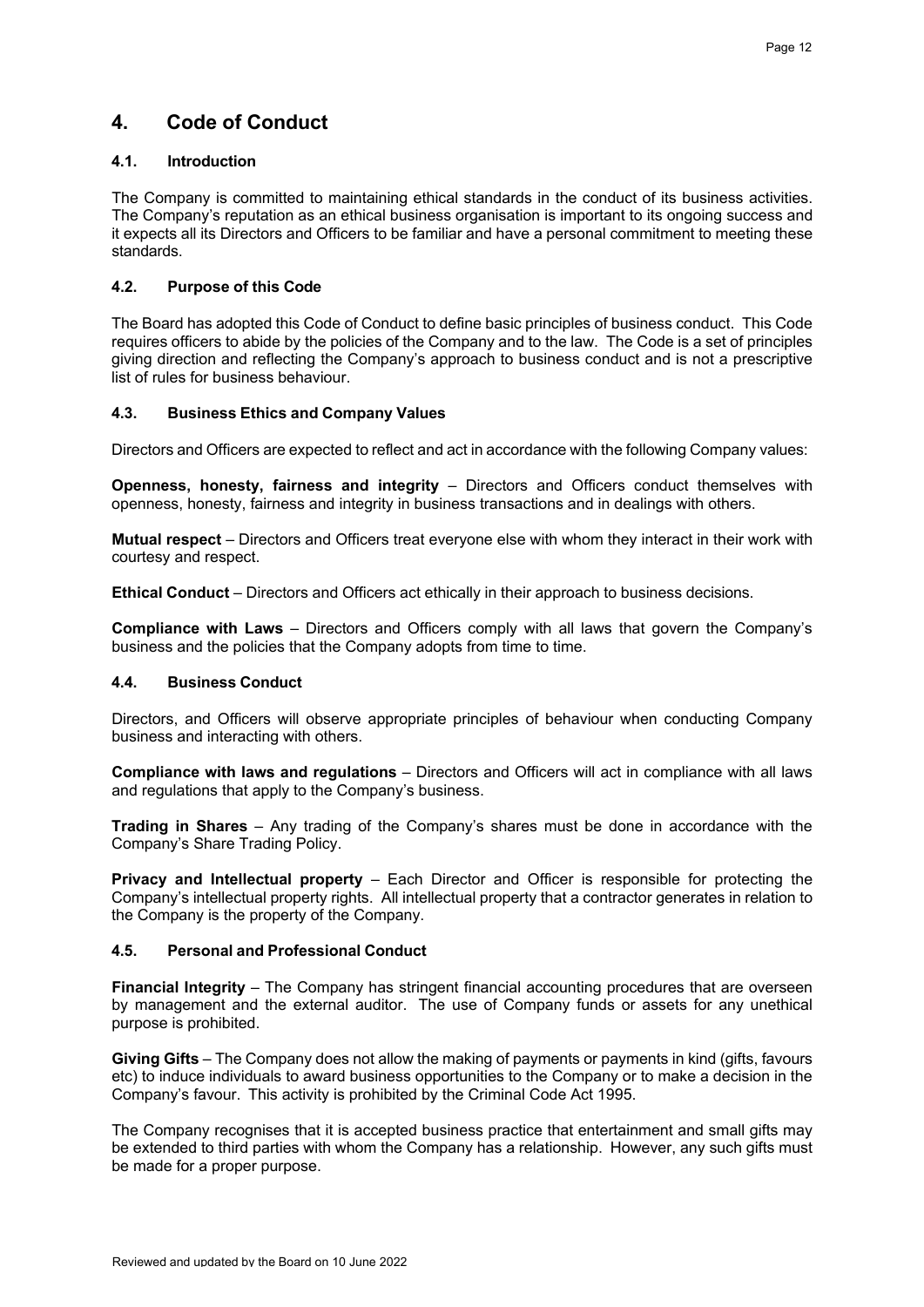# 4. Code of Conduct

## 4.1. Introduction

The Company is committed to maintaining ethical standards in the conduct of its business activities. The Company's reputation as an ethical business organisation is important to its ongoing success and it expects all its Directors and Officers to be familiar and have a personal commitment to meeting these standards.

## 4.2. Purpose of this Code

The Board has adopted this Code of Conduct to define basic principles of business conduct. This Code requires officers to abide by the policies of the Company and to the law. The Code is a set of principles giving direction and reflecting the Company's approach to business conduct and is not a prescriptive list of rules for business behaviour.

## 4.3. Business Ethics and Company Values

Directors and Officers are expected to reflect and act in accordance with the following Company values:

**Openness, honesty, fairness and integrity** – Directors and Officers conduct themselves with openness, honesty, fairness and integrity in business transactions and in dealings with others.

**Mutual respect** – Directors and Officers treat everyone else with whom they interact in their work with courtesy and respect.

**Ethical Conduct** – Directors and Officers act ethically in their approach to business decisions.

**Compliance with Laws** – Directors and Officers comply with all laws that govern the Company's business and the policies that the Company adopts from time to time.

## 4.4. Business Conduct

Directors, and Officers will observe appropriate principles of behaviour when conducting Company business and interacting with others.

**Compliance with laws and regulations** – Directors and Officers will act in compliance with all laws and regulations that apply to the Company's business.

**Trading in Shares** – Any trading of the Company's shares must be done in accordance with the Company's Share Trading Policy.

**Privacy and Intellectual property** – Each Director and Officer is responsible for protecting the Company's intellectual property rights. All intellectual property that a contractor generates in relation to the Company is the property of the Company.

## 4.5. Personal and Professional Conduct

**Financial Integrity** – The Company has stringent financial accounting procedures that are overseen by management and the external auditor. The use of Company funds or assets for any unethical purpose is prohibited.

**Giving Gifts** – The Company does not allow the making of payments or payments in kind (gifts, favours etc) to induce individuals to award business opportunities to the Company or to make a decision in the Company's favour. This activity is prohibited by the Criminal Code Act 1995.

The Company recognises that it is accepted business practice that entertainment and small gifts may be extended to third parties with whom the Company has a relationship. However, any such gifts must be made for a proper purpose.

Reviewed and updated by the Board on 10 June 2022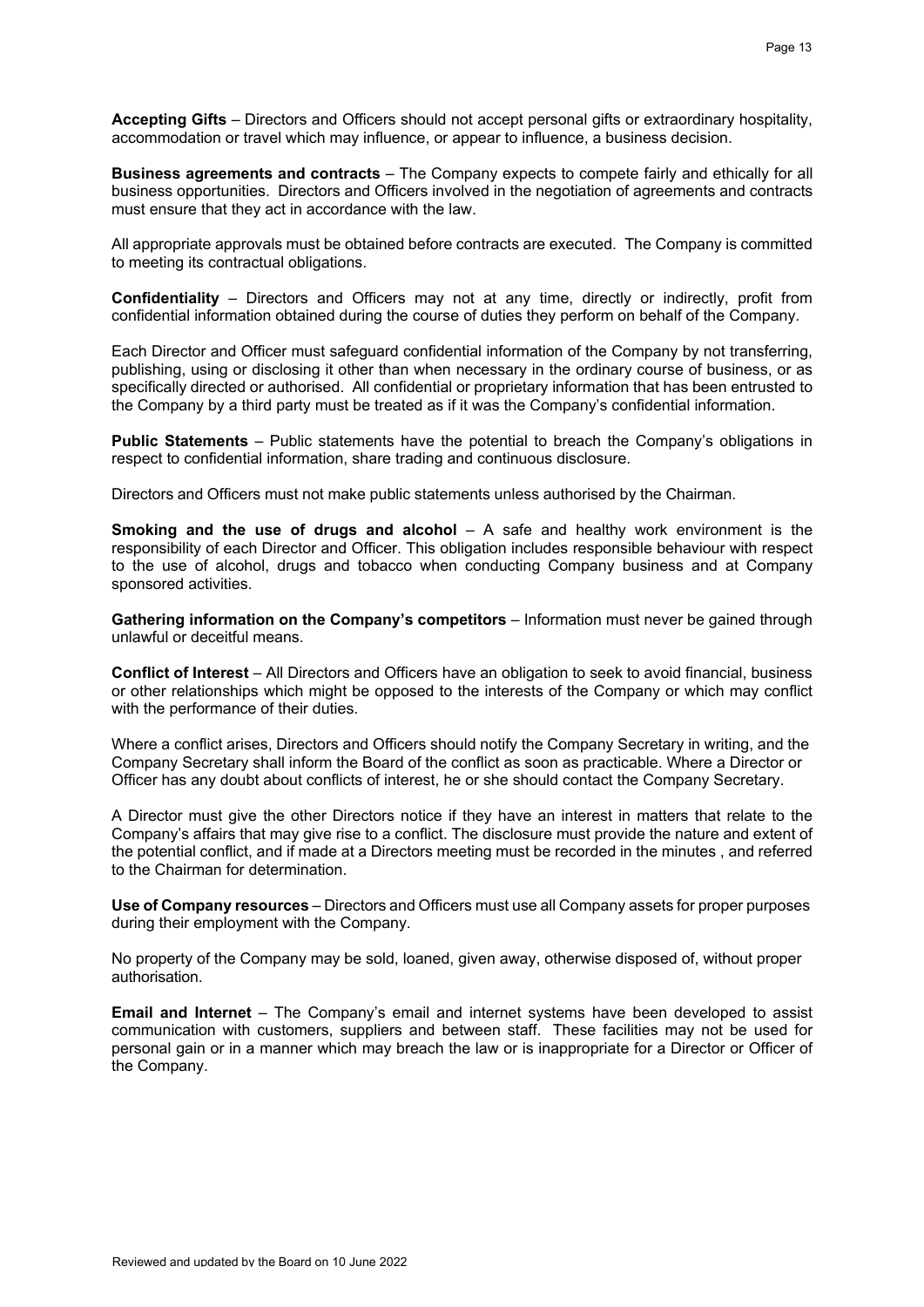**Accepting Gifts** – Directors and Officers should not accept personal gifts or extraordinary hospitality, accommodation or travel which may influence, or appear to influence, a business decision.

**Business agreements and contracts** – The Company expects to compete fairly and ethically for all business opportunities. Directors and Officers involved in the negotiation of agreements and contracts must ensure that they act in accordance with the law.

All appropriate approvals must be obtained before contracts are executed. The Company is committed to meeting its contractual obligations.

**Confidentiality** – Directors and Officers may not at any time, directly or indirectly, profit from confidential information obtained during the course of duties they perform on behalf of the Company.

Each Director and Officer must safeguard confidential information of the Company by not transferring, publishing, using or disclosing it other than when necessary in the ordinary course of business, or as specifically directed or authorised. All confidential or proprietary information that has been entrusted to the Company by a third party must be treated as if it was the Company's confidential information.

**Public Statements** – Public statements have the potential to breach the Company's obligations in respect to confidential information, share trading and continuous disclosure.

Directors and Officers must not make public statements unless authorised by the Chairman.

**Smoking and the use of drugs and alcohol** – A safe and healthy work environment is the responsibility of each Director and Officer. This obligation includes responsible behaviour with respect to the use of alcohol, drugs and tobacco when conducting Company business and at Company sponsored activities.

**Gathering information on the Company's competitors** – Information must never be gained through unlawful or deceitful means.

**Conflict of Interest** – All Directors and Officers have an obligation to seek to avoid financial, business or other relationships which might be opposed to the interests of the Company or which may conflict with the performance of their duties.

Where a conflict arises, Directors and Officers should notify the Company Secretary in writing, and the Company Secretary shall inform the Board of the conflict as soon as practicable. Where a Director or Officer has any doubt about conflicts of interest, he or she should contact the Company Secretary.

A Director must give the other Directors notice if they have an interest in matters that relate to the Company's affairs that may give rise to a conflict. The disclosure must provide the nature and extent of the potential conflict, and if made at a Directors meeting must be recorded in the minutes , and referred to the Chairman for determination.

**Use of Company resources** – Directors and Officers must use all Company assets for proper purposes during their employment with the Company.

No property of the Company may be sold, loaned, given away, otherwise disposed of, without proper authorisation.

**Email and Internet** – The Company's email and internet systems have been developed to assist communication with customers, suppliers and between staff. These facilities may not be used for personal gain or in a manner which may breach the law or is inappropriate for a Director or Officer of the Company.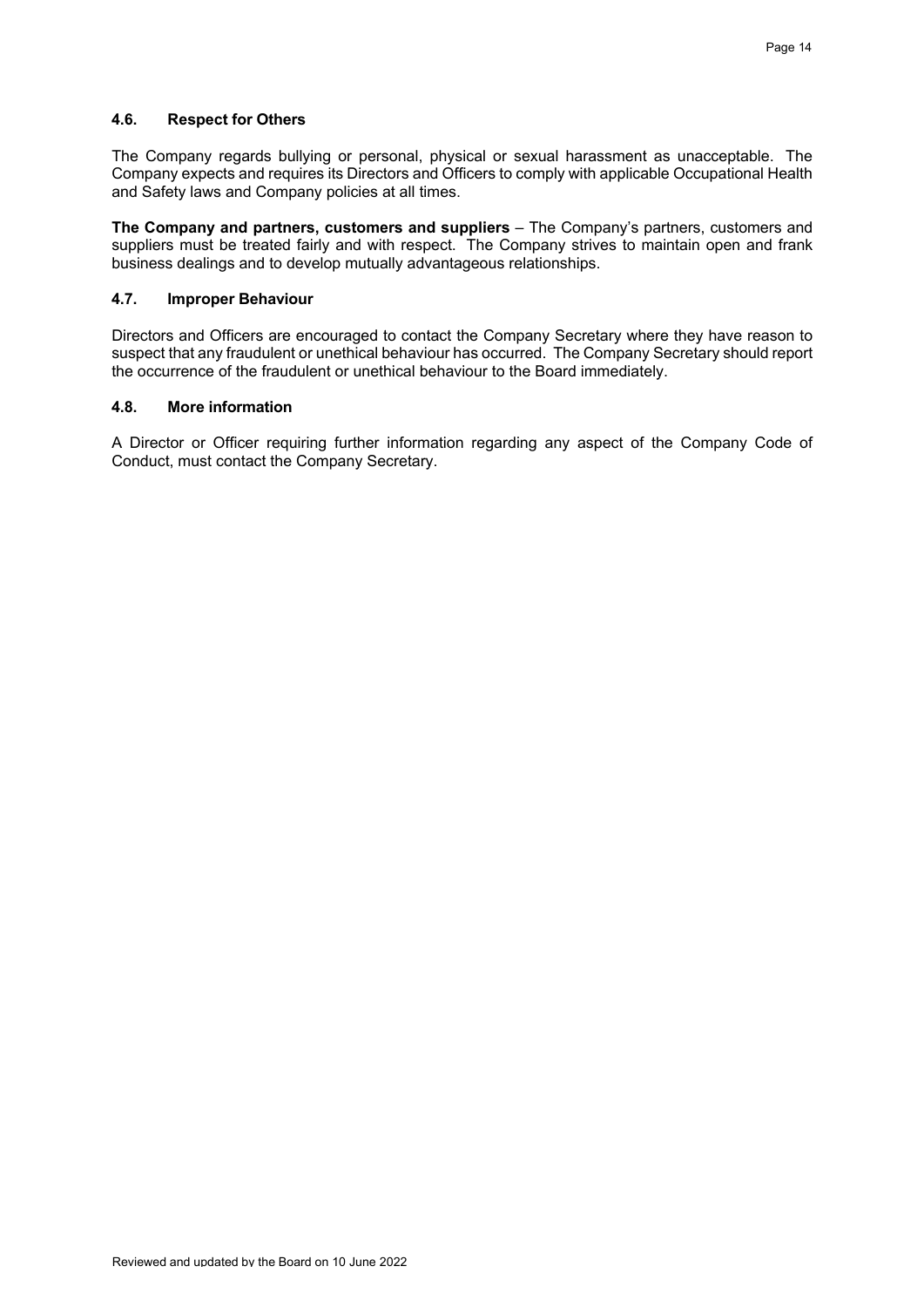### 4.6. Respect for Others

The Company regards bullying or personal, physical or sexual harassment as unacceptable. The Company expects and requires its Directors and Officers to comply with applicable Occupational Health and Safety laws and Company policies at all times.

**The Company and partners, customers and suppliers** – The Company's partners, customers and suppliers must be treated fairly and with respect. The Company strives to maintain open and frank business dealings and to develop mutually advantageous relationships.

### 4.7. Improper Behaviour

Directors and Officers are encouraged to contact the Company Secretary where they have reason to suspect that any fraudulent or unethical behaviour has occurred. The Company Secretary should report the occurrence of the fraudulent or unethical behaviour to the Board immediately.

### 4.8. More information

A Director or Officer requiring further information regarding any aspect of the Company Code of Conduct, must contact the Company Secretary.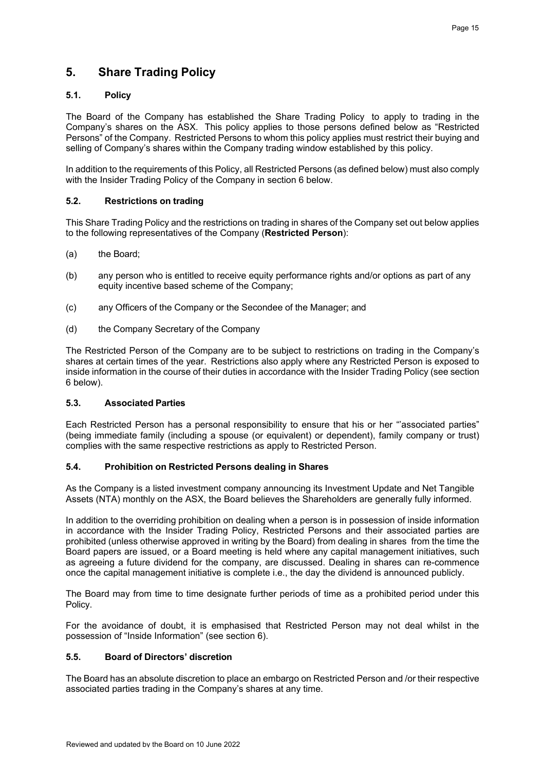# 5. Share Trading Policy

## 5.1. Policy

The Board of the Company has established the Share Trading Policy to apply to trading in the Company's shares on the ASX. This policy applies to those persons defined below as "Restricted Persons" of the Company. Restricted Persons to whom this policy applies must restrict their buying and selling of Company's shares within the Company trading window established by this policy.

In addition to the requirements of this Policy, all Restricted Persons (as defined below) must also comply with the Insider Trading Policy of the Company in section 6 below.

## 5.2. Restrictions on trading

This Share Trading Policy and the restrictions on trading in shares of the Company set out below applies to the following representatives of the Company (**Restricted Person**):

(a) the Board;

(b) any person who is entitled to receive equity performance rights and/or options as part of any equity incentive based scheme of the Company;

(c) any Officers of the Company or the Secondee of the Manager; and

(d) the Company Secretary of the Company

The Restricted Person of the Company are to be subject to restrictions on trading in the Company's shares at certain times of the year. Restrictions also apply where any Restricted Person is exposed to inside information in the course of their duties in accordance with the Insider Trading Policy (see section 6 below).

## 5.3. Associated Parties

Each Restricted Person has a personal responsibility to ensure that his or her "'associated parties" (being immediate family (including a spouse (or equivalent) or dependent), family company or trust) complies with the same respective restrictions as apply to Restricted Person.

## 5.4. Prohibition on Restricted Persons dealing in Shares

As the Company is a listed investment company announcing its Investment Update and Net Tangible Assets (NTA) monthly on the ASX, the Board believes the Shareholders are generally fully informed.

In addition to the overriding prohibition on dealing when a person is in possession of inside information in accordance with the Insider Trading Policy, Restricted Persons and their associated parties are prohibited (unless otherwise approved in writing by the Board) from dealing in shares from the time the Board papers are issued, or a Board meeting is held where any capital management initiatives, such as agreeing a future dividend for the company, are discussed. Dealing in shares can re-commence once the capital management initiative is complete i.e., the day the dividend is announced publicly.

The Board may from time to time designate further periods of time as a prohibited period under this Policy.

For the avoidance of doubt, it is emphasised that Restricted Person may not deal whilst in the possession of "Inside Information" (see section 6).

## 5.5. Board of Directors' discretion

The Board has an absolute discretion to place an embargo on Restricted Person and /or their respective associated parties trading in the Company's shares at any time.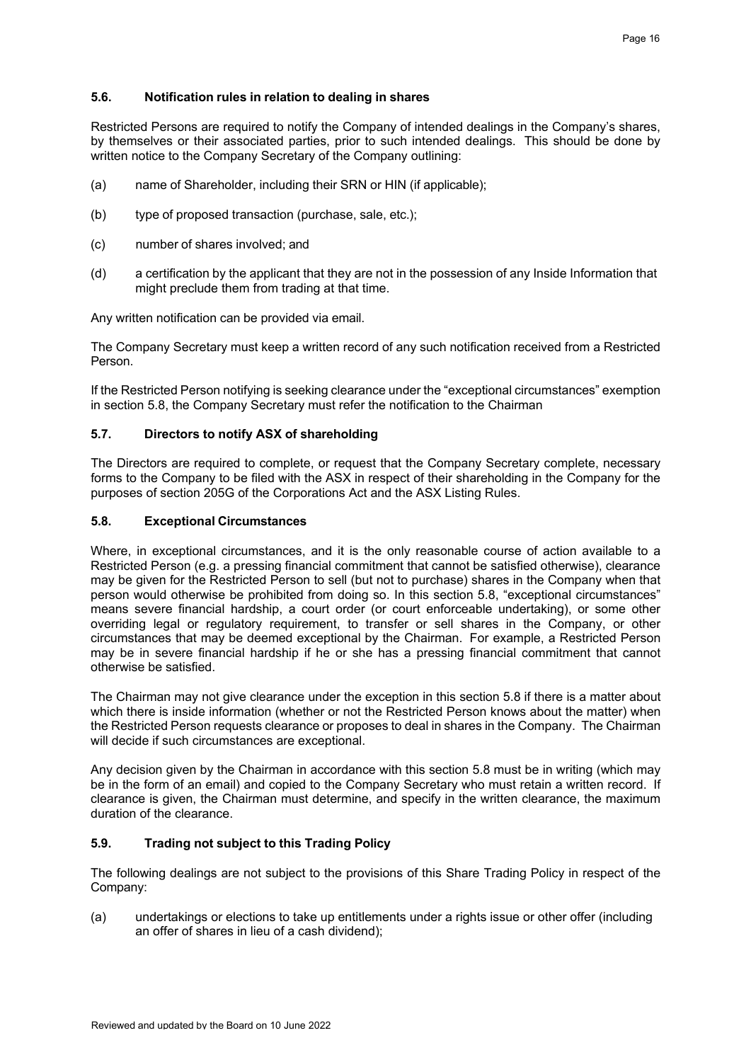### 5.6. Notification rules in relation to dealing in shares

Restricted Persons are required to notify the Company of intended dealings in the Company's shares, by themselves or their associated parties, prior to such intended dealings. This should be done by written notice to the Company Secretary of the Company outlining:

(a) name of Shareholder, including their SRN or HIN (if applicable);

(b) type of proposed transaction (purchase, sale, etc.);

(c) number of shares involved; and

(d) a certification by the applicant that they are not in the possession of any Inside Information that might preclude them from trading at that time.

Any written notification can be provided via email.

The Company Secretary must keep a written record of any such notification received from a Restricted Person.

If the Restricted Person notifying is seeking clearance under the "exceptional circumstances" exemption in section 5.8, the Company Secretary must refer the notification to the Chairman

### 5.7. Directors to notify ASX of shareholding

The Directors are required to complete, or request that the Company Secretary complete, necessary forms to the Company to be filed with the ASX in respect of their shareholding in the Company for the purposes of section 205G of the Corporations Act and the ASX Listing Rules.

### 5.8. Exceptional Circumstances

Where, in exceptional circumstances, and it is the only reasonable course of action available to a Restricted Person (e.g. a pressing financial commitment that cannot be satisfied otherwise), clearance may be given for the Restricted Person to sell (but not to purchase) shares in the Company when that person would otherwise be prohibited from doing so. In this section 5.8, "exceptional circumstances" means severe financial hardship, a court order (or court enforceable undertaking), or some other overriding legal or regulatory requirement, to transfer or sell shares in the Company, or other circumstances that may be deemed exceptional by the Chairman. For example, a Restricted Person may be in severe financial hardship if he or she has a pressing financial commitment that cannot otherwise be satisfied.

The Chairman may not give clearance under the exception in this section 5.8 if there is a matter about which there is inside information (whether or not the Restricted Person knows about the matter) when the Restricted Person requests clearance or proposes to deal in shares in the Company. The Chairman will decide if such circumstances are exceptional.

Any decision given by the Chairman in accordance with this section 5.8 must be in writing (which may be in the form of an email) and copied to the Company Secretary who must retain a written record. If clearance is given, the Chairman must determine, and specify in the written clearance, the maximum duration of the clearance.

### 5.9. Trading not subject to this Trading Policy

The following dealings are not subject to the provisions of this Share Trading Policy in respect of the Company:

(a) undertakings or elections to take up entitlements under a rights issue or other offer (including an offer of shares in lieu of a cash dividend);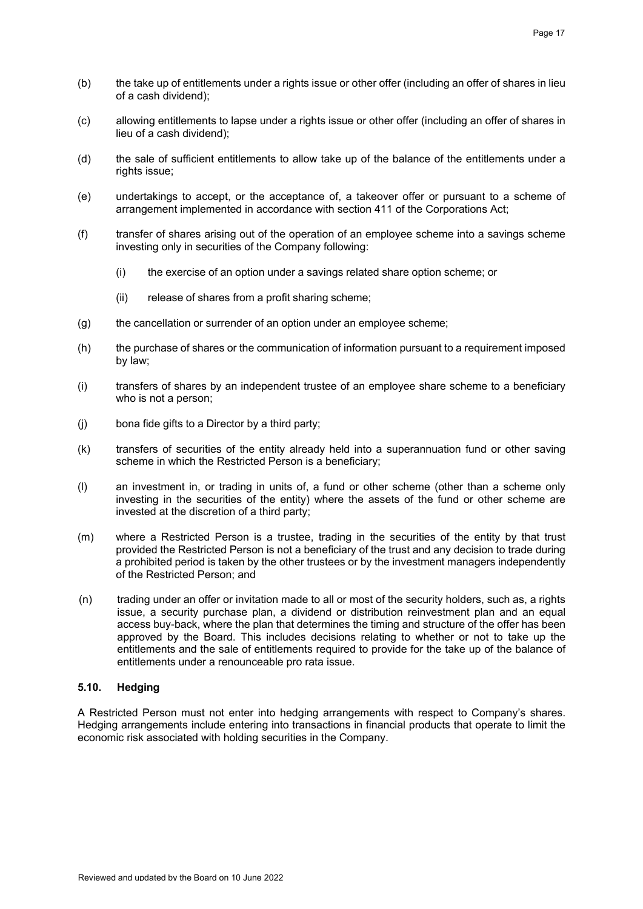(b) the take up of entitlements under a rights issue or other offer (including an offer of shares in lieu of a cash dividend);

(c) allowing entitlements to lapse under a rights issue or other offer (including an offer of shares in lieu of a cash dividend);

(d) the sale of sufficient entitlements to allow take up of the balance of the entitlements under a rights issue;

(e) undertakings to accept, or the acceptance of, a takeover offer or pursuant to a scheme of arrangement implemented in accordance with section 411 of the Corporations Act;

(f) transfer of shares arising out of the operation of an employee scheme into a savings scheme investing only in securities of the Company following:

   (i) the exercise of an option under a savings related share option scheme; or

   (ii) release of shares from a profit sharing scheme;

(g) the cancellation or surrender of an option under an employee scheme;

(h) the purchase of shares or the communication of information pursuant to a requirement imposed by law;

(i) transfers of shares by an independent trustee of an employee share scheme to a beneficiary who is not a person;

(j) bona fide gifts to a Director by a third party;

(k) transfers of securities of the entity already held into a superannuation fund or other saving scheme in which the Restricted Person is a beneficiary;

(l) an investment in, or trading in units of, a fund or other scheme (other than a scheme only investing in the securities of the entity) where the assets of the fund or other scheme are invested at the discretion of a third party;

(m) where a Restricted Person is a trustee, trading in the securities of the entity by that trust provided the Restricted Person is not a beneficiary of the trust and any decision to trade during a prohibited period is taken by the other trustees or by the investment managers independently of the Restricted Person; and

(n) trading under an offer or invitation made to all or most of the security holders, such as, a rights issue, a security purchase plan, a dividend or distribution reinvestment plan and an equal access buy-back, where the plan that determines the timing and structure of the offer has been approved by the Board. This includes decisions relating to whether or not to take up the entitlements and the sale of entitlements required to provide for the take up of the balance of entitlements under a renounceable pro rata issue.

### 5.10. Hedging

A Restricted Person must not enter into hedging arrangements with respect to Company's shares. Hedging arrangements include entering into transactions in financial products that operate to limit the economic risk associated with holding securities in the Company.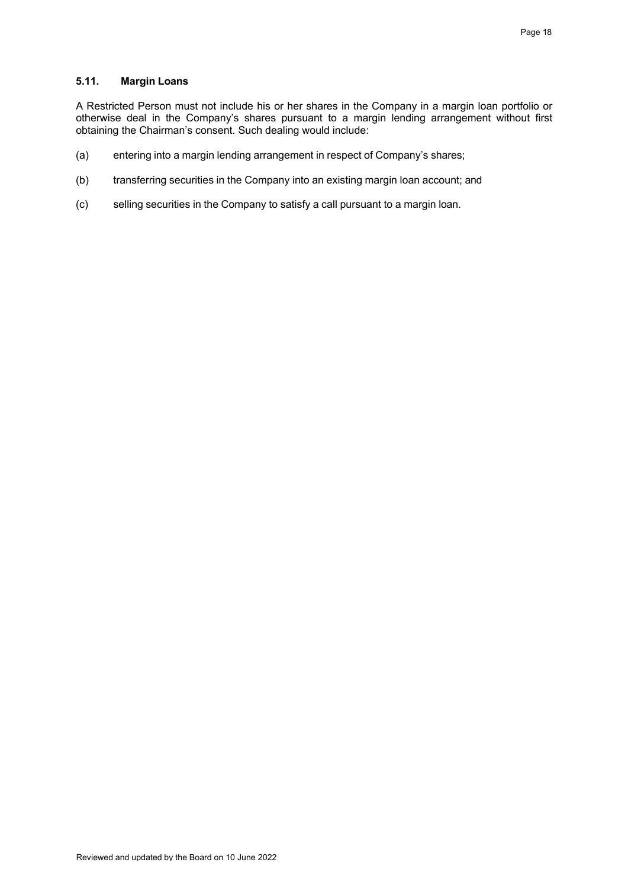### 5.11. Margin Loans

A Restricted Person must not include his or her shares in the Company in a margin loan portfolio or otherwise deal in the Company's shares pursuant to a margin lending arrangement without first obtaining the Chairman's consent. Such dealing would include:

(a) entering into a margin lending arrangement in respect of Company's shares;

(b) transferring securities in the Company into an existing margin loan account; and

(c) selling securities in the Company to satisfy a call pursuant to a margin loan.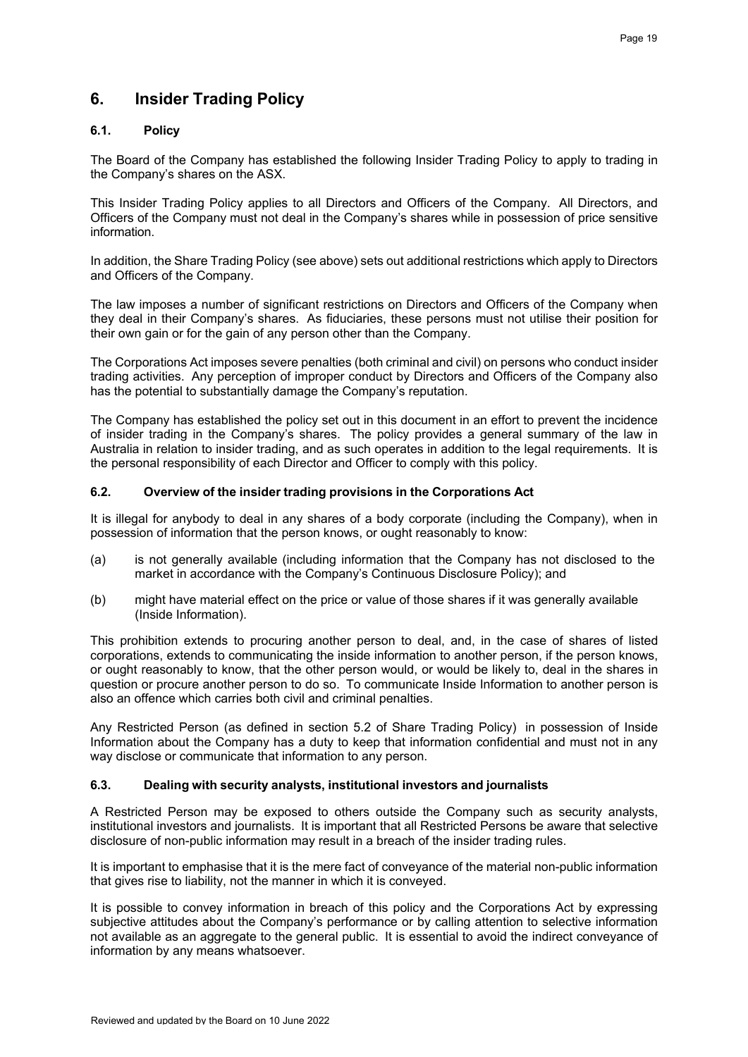# 6. Insider Trading Policy

## 6.1. Policy

The Board of the Company has established the following Insider Trading Policy to apply to trading in the Company's shares on the ASX.

This Insider Trading Policy applies to all Directors and Officers of the Company. All Directors, and Officers of the Company must not deal in the Company's shares while in possession of price sensitive information.

In addition, the Share Trading Policy (see above) sets out additional restrictions which apply to Directors and Officers of the Company.

The law imposes a number of significant restrictions on Directors and Officers of the Company when they deal in their Company's shares. As fiduciaries, these persons must not utilise their position for their own gain or for the gain of any person other than the Company.

The Corporations Act imposes severe penalties (both criminal and civil) on persons who conduct insider trading activities. Any perception of improper conduct by Directors and Officers of the Company also has the potential to substantially damage the Company's reputation.

The Company has established the policy set out in this document in an effort to prevent the incidence of insider trading in the Company's shares. The policy provides a general summary of the law in Australia in relation to insider trading, and as such operates in addition to the legal requirements. It is the personal responsibility of each Director and Officer to comply with this policy.

## 6.2. Overview of the insider trading provisions in the Corporations Act

It is illegal for anybody to deal in any shares of a body corporate (including the Company), when in possession of information that the person knows, or ought reasonably to know:

(a) is not generally available (including information that the Company has not disclosed to the market in accordance with the Company's Continuous Disclosure Policy); and

(b) might have material effect on the price or value of those shares if it was generally available (Inside Information).

This prohibition extends to procuring another person to deal, and, in the case of shares of listed corporations, extends to communicating the inside information to another person, if the person knows, or ought reasonably to know, that the other person would, or would be likely to, deal in the shares in question or procure another person to do so. To communicate Inside Information to another person is also an offence which carries both civil and criminal penalties.

Any Restricted Person (as defined in section 5.2 of Share Trading Policy) in possession of Inside Information about the Company has a duty to keep that information confidential and must not in any way disclose or communicate that information to any person.

## 6.3. Dealing with security analysts, institutional investors and journalists

A Restricted Person may be exposed to others outside the Company such as security analysts, institutional investors and journalists. It is important that all Restricted Persons be aware that selective disclosure of non-public information may result in a breach of the insider trading rules.

It is important to emphasise that it is the mere fact of conveyance of the material non-public information that gives rise to liability, not the manner in which it is conveyed.

It is possible to convey information in breach of this policy and the Corporations Act by expressing subjective attitudes about the Company's performance or by calling attention to selective information not available as an aggregate to the general public. It is essential to avoid the indirect conveyance of information by any means whatsoever.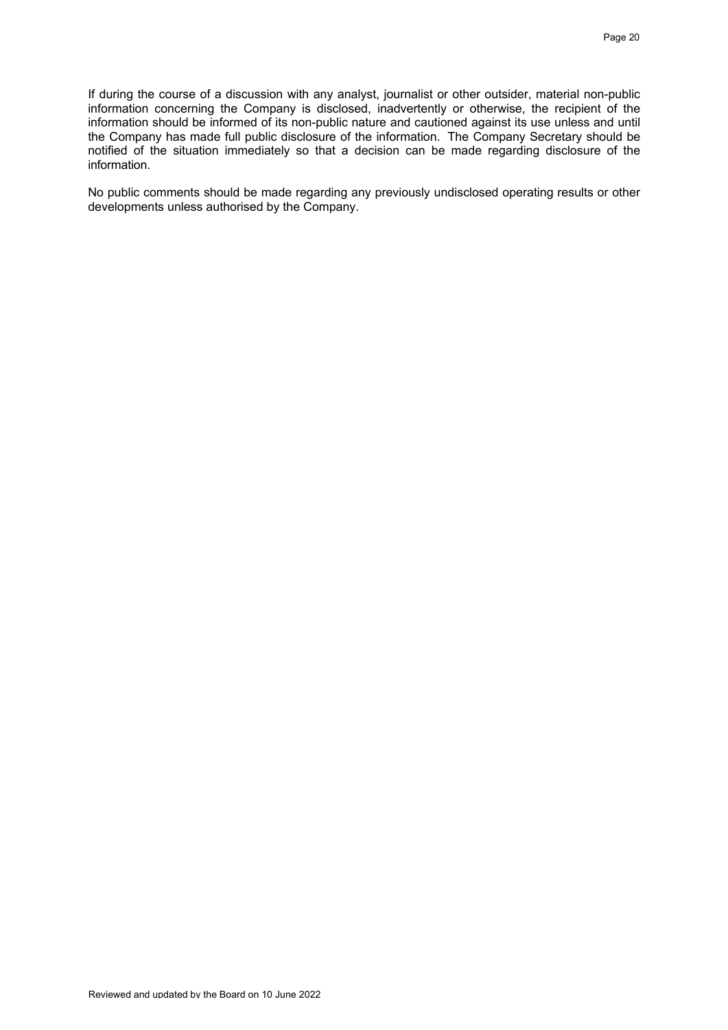If during the course of a discussion with any analyst, journalist or other outsider, material non-public information concerning the Company is disclosed, inadvertently or otherwise, the recipient of the information should be informed of its non-public nature and cautioned against its use unless and until the Company has made full public disclosure of the information. The Company Secretary should be notified of the situation immediately so that a decision can be made regarding disclosure of the information.

No public comments should be made regarding any previously undisclosed operating results or other developments unless authorised by the Company.